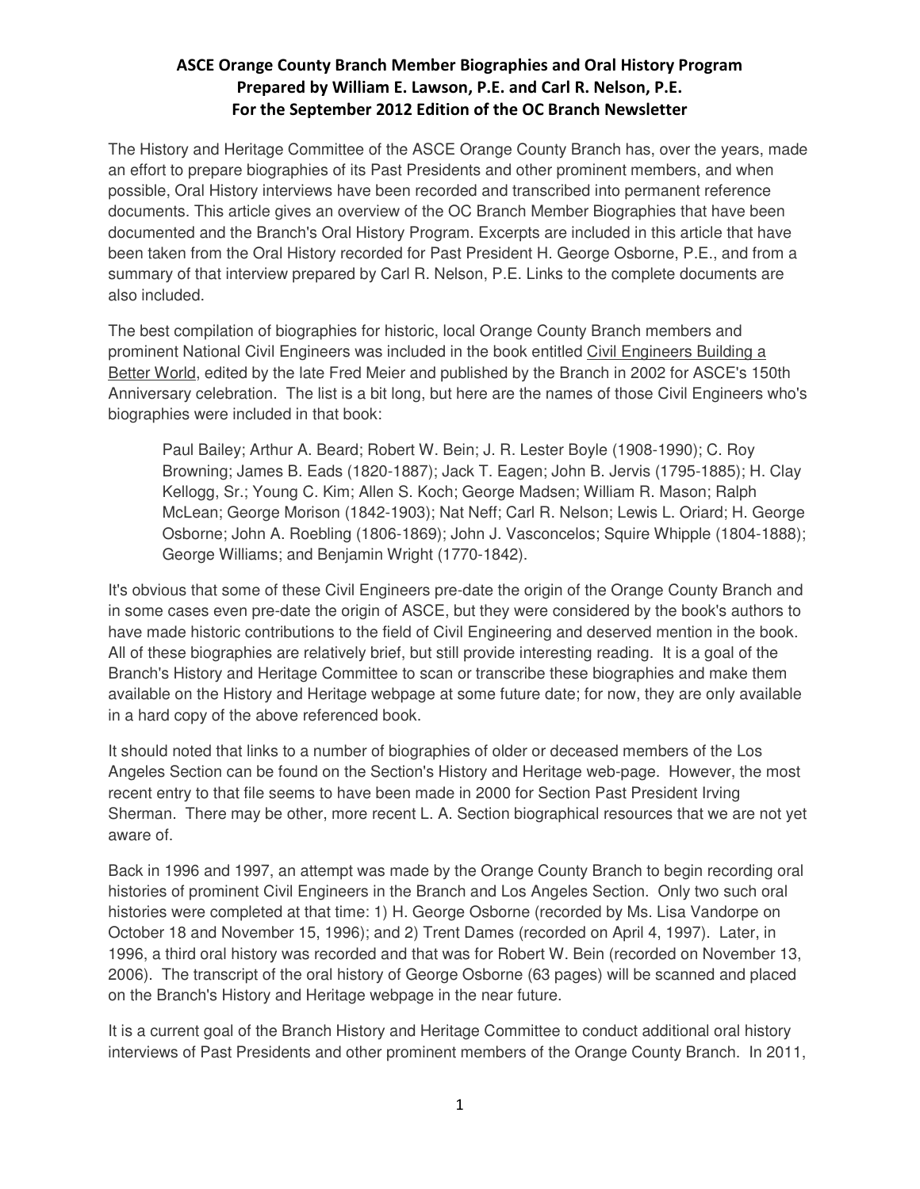**ASCE Orange County Branch Member Biographies and Oral History Program**
**Prepared by William E. Lawson, P.E. and Carl R. Nelson, P.E.**
**For the September 2012 Edition of the OC Branch Newsletter**

The History and Heritage Committee of the ASCE Orange County Branch has, over the years, made an effort to prepare biographies of its Past Presidents and other prominent members, and when possible, Oral History interviews have been recorded and transcribed into permanent reference documents. This article gives an overview of the OC Branch Member Biographies that have been documented and the Branch's Oral History Program. Excerpts are included in this article that have been taken from the Oral History recorded for Past President H. George Osborne, P.E., and from a summary of that interview prepared by Carl R. Nelson, P.E. Links to the complete documents are also included.

The best compilation of biographies for historic, local Orange County Branch members and prominent National Civil Engineers was included in the book entitled Civil Engineers Building a Better World, edited by the late Fred Meier and published by the Branch in 2002 for ASCE's 150th Anniversary celebration. The list is a bit long, but here are the names of those Civil Engineers who's biographies were included in that book:

> Paul Bailey; Arthur A. Beard; Robert W. Bein; J. R. Lester Boyle (1908-1990); C. Roy Browning; James B. Eads (1820-1887); Jack T. Eagen; John B. Jervis (1795-1885); H. Clay Kellogg, Sr.; Young C. Kim; Allen S. Koch; George Madsen; William R. Mason; Ralph McLean; George Morison (1842-1903); Nat Neff; Carl R. Nelson; Lewis L. Oriard; H. George Osborne; John A. Roebling (1806-1869); John J. Vasconcelos; Squire Whipple (1804-1888); George Williams; and Benjamin Wright (1770-1842).

It's obvious that some of these Civil Engineers pre-date the origin of the Orange County Branch and in some cases even pre-date the origin of ASCE, but they were considered by the book's authors to have made historic contributions to the field of Civil Engineering and deserved mention in the book. All of these biographies are relatively brief, but still provide interesting reading. It is a goal of the Branch's History and Heritage Committee to scan or transcribe these biographies and make them available on the History and Heritage webpage at some future date; for now, they are only available in a hard copy of the above referenced book.

It should noted that links to a number of biographies of older or deceased members of the Los Angeles Section can be found on the Section's History and Heritage web-page. However, the most recent entry to that file seems to have been made in 2000 for Section Past President Irving Sherman. There may be other, more recent L. A. Section biographical resources that we are not yet aware of.

Back in 1996 and 1997, an attempt was made by the Orange County Branch to begin recording oral histories of prominent Civil Engineers in the Branch and Los Angeles Section. Only two such oral histories were completed at that time: 1) H. George Osborne (recorded by Ms. Lisa Vandorpe on October 18 and November 15, 1996); and 2) Trent Dames (recorded on April 4, 1997). Later, in 1996, a third oral history was recorded and that was for Robert W. Bein (recorded on November 13, 2006). The transcript of the oral history of George Osborne (63 pages) will be scanned and placed on the Branch's History and Heritage webpage in the near future.

It is a current goal of the Branch History and Heritage Committee to conduct additional oral history interviews of Past Presidents and other prominent members of the Orange County Branch. In 2011,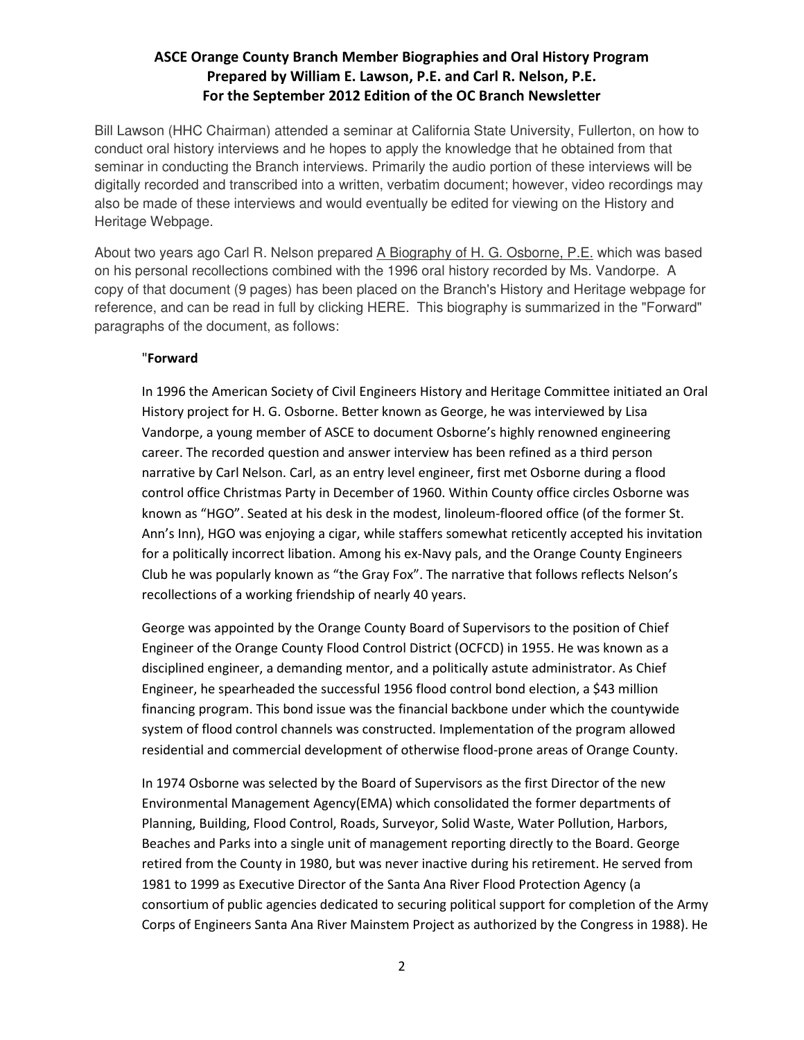**ASCE Orange County Branch Member Biographies and Oral History Program**
**Prepared by William E. Lawson, P.E. and Carl R. Nelson, P.E.**
**For the September 2012 Edition of the OC Branch Newsletter**

Bill Lawson (HHC Chairman) attended a seminar at California State University, Fullerton, on how to conduct oral history interviews and he hopes to apply the knowledge that he obtained from that seminar in conducting the Branch interviews. Primarily the audio portion of these interviews will be digitally recorded and transcribed into a written, verbatim document; however, video recordings may also be made of these interviews and would eventually be edited for viewing on the History and Heritage Webpage.

About two years ago Carl R. Nelson prepared A Biography of H. G. Osborne, P.E. which was based on his personal recollections combined with the 1996 oral history recorded by Ms. Vandorpe. A copy of that document (9 pages) has been placed on the Branch's History and Heritage webpage for reference, and can be read in full by clicking HERE. This biography is summarized in the "Forward" paragraphs of the document, as follows:

> "**Forward**
>
> In 1996 the American Society of Civil Engineers History and Heritage Committee initiated an Oral History project for H. G. Osborne. Better known as George, he was interviewed by Lisa Vandorpe, a young member of ASCE to document Osborne's highly renowned engineering career. The recorded question and answer interview has been refined as a third person narrative by Carl Nelson. Carl, as an entry level engineer, first met Osborne during a flood control office Christmas Party in December of 1960. Within County office circles Osborne was known as "HGO". Seated at his desk in the modest, linoleum-floored office (of the former St. Ann's Inn), HGO was enjoying a cigar, while staffers somewhat reticently accepted his invitation for a politically incorrect libation. Among his ex-Navy pals, and the Orange County Engineers Club he was popularly known as "the Gray Fox". The narrative that follows reflects Nelson's recollections of a working friendship of nearly 40 years.
>
> George was appointed by the Orange County Board of Supervisors to the position of Chief Engineer of the Orange County Flood Control District (OCFCD) in 1955. He was known as a disciplined engineer, a demanding mentor, and a politically astute administrator. As Chief Engineer, he spearheaded the successful 1956 flood control bond election, a $43 million financing program. This bond issue was the financial backbone under which the countywide system of flood control channels was constructed. Implementation of the program allowed residential and commercial development of otherwise flood-prone areas of Orange County.
>
> In 1974 Osborne was selected by the Board of Supervisors as the first Director of the new Environmental Management Agency(EMA) which consolidated the former departments of Planning, Building, Flood Control, Roads, Surveyor, Solid Waste, Water Pollution, Harbors, Beaches and Parks into a single unit of management reporting directly to the Board. George retired from the County in 1980, but was never inactive during his retirement. He served from 1981 to 1999 as Executive Director of the Santa Ana River Flood Protection Agency (a consortium of public agencies dedicated to securing political support for completion of the Army Corps of Engineers Santa Ana River Mainstem Project as authorized by the Congress in 1988). He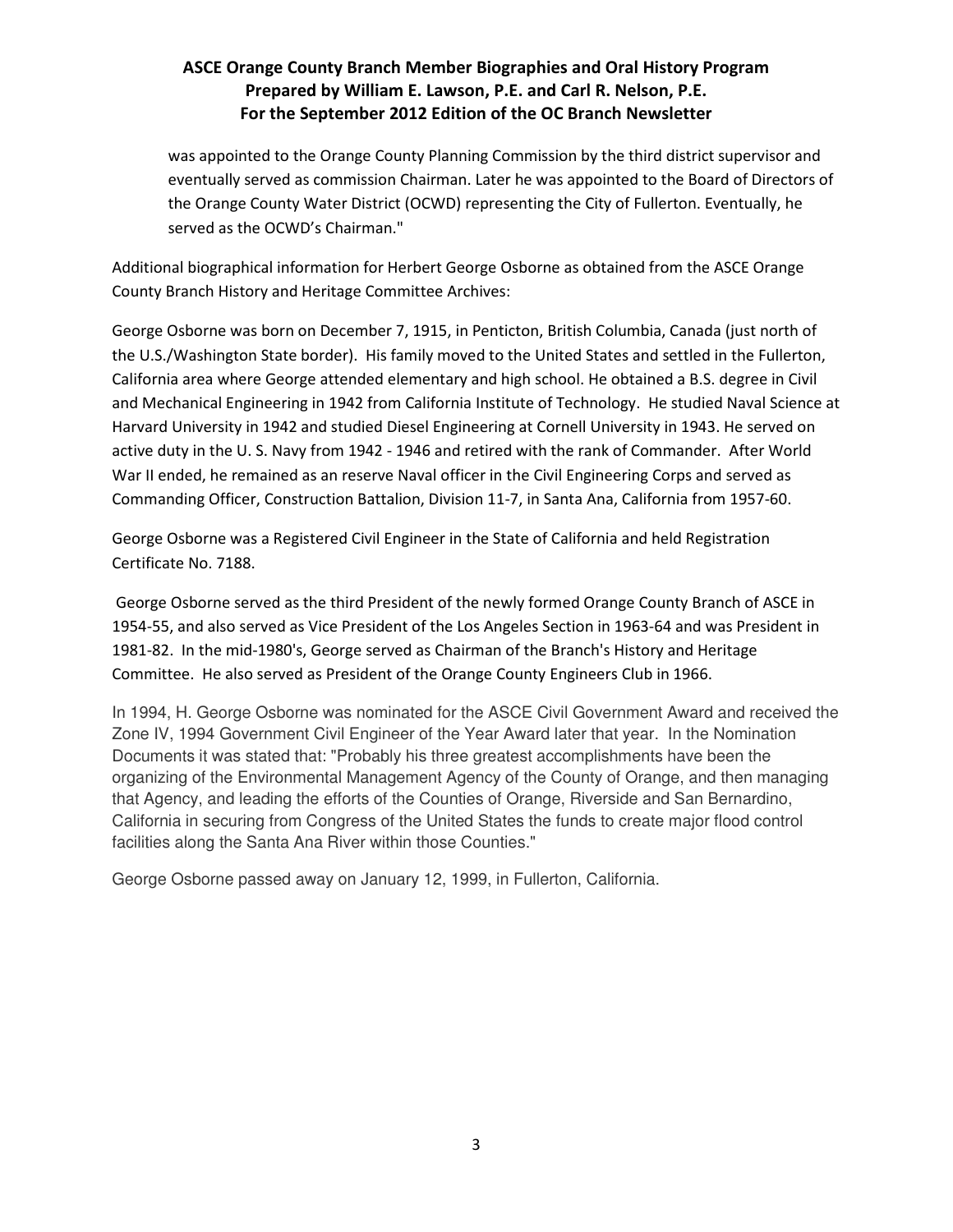was appointed to the Orange County Planning Commission by the third district supervisor and eventually served as commission Chairman. Later he was appointed to the Board of Directors of the Orange County Water District (OCWD) representing the City of Fullerton. Eventually, he served as the OCWD's Chairman."

Additional biographical information for Herbert George Osborne as obtained from the ASCE Orange County Branch History and Heritage Committee Archives:

George Osborne was born on December 7, 1915, in Penticton, British Columbia, Canada (just north of the U.S./Washington State border). His family moved to the United States and settled in the Fullerton, California area where George attended elementary and high school. He obtained a B.S. degree in Civil and Mechanical Engineering in 1942 from California Institute of Technology. He studied Naval Science at Harvard University in 1942 and studied Diesel Engineering at Cornell University in 1943. He served on active duty in the U. S. Navy from 1942 - 1946 and retired with the rank of Commander. After World War II ended, he remained as an reserve Naval officer in the Civil Engineering Corps and served as Commanding Officer, Construction Battalion, Division 11-7, in Santa Ana, California from 1957-60.

George Osborne was a Registered Civil Engineer in the State of California and held Registration Certificate No. 7188.

George Osborne served as the third President of the newly formed Orange County Branch of ASCE in 1954-55, and also served as Vice President of the Los Angeles Section in 1963-64 and was President in 1981-82. In the mid-1980's, George served as Chairman of the Branch's History and Heritage Committee. He also served as President of the Orange County Engineers Club in 1966.

In 1994, H. George Osborne was nominated for the ASCE Civil Government Award and received the Zone IV, 1994 Government Civil Engineer of the Year Award later that year. In the Nomination Documents it was stated that: "Probably his three greatest accomplishments have been the organizing of the Environmental Management Agency of the County of Orange, and then managing that Agency, and leading the efforts of the Counties of Orange, Riverside and San Bernardino, California in securing from Congress of the United States the funds to create major flood control facilities along the Santa Ana River within those Counties."

George Osborne passed away on January 12, 1999, in Fullerton, California.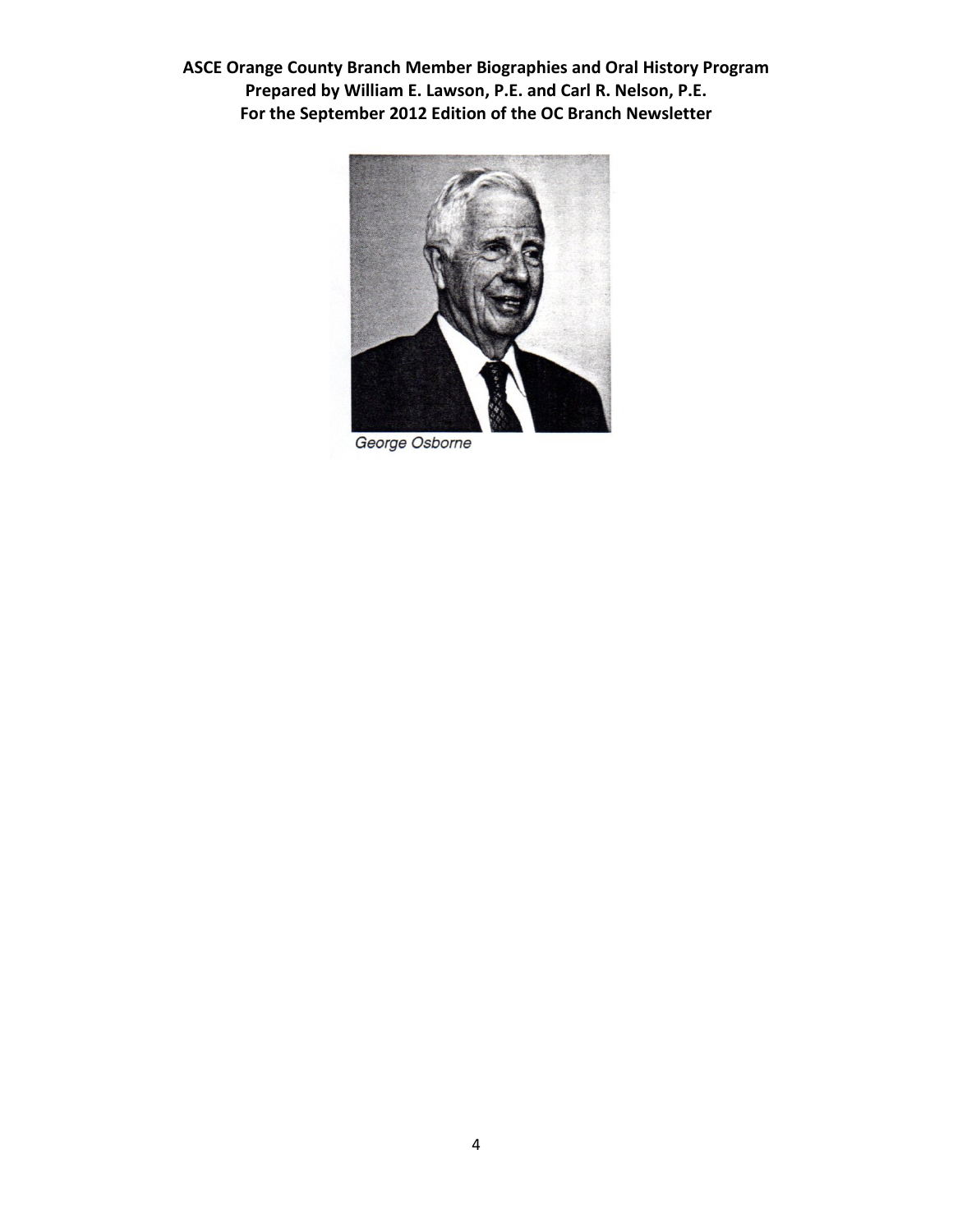**ASCE Orange County Branch Member Biographies and Oral History Program**
**Prepared by William E. Lawson, P.E. and Carl R. Nelson, P.E.**
**For the September 2012 Edition of the OC Branch Newsletter**

*George Osborne*